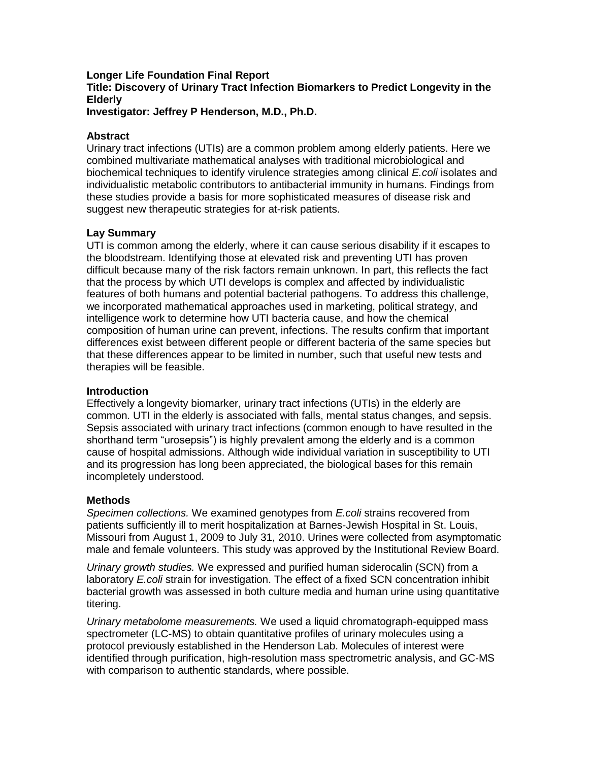**Longer Life Foundation Final Report**
**Title: Discovery of Urinary Tract Infection Biomarkers to Predict Longevity in the Elderly**
**Investigator: Jeffrey P Henderson, M.D., Ph.D.**

## Abstract

Urinary tract infections (UTIs) are a common problem among elderly patients. Here we combined multivariate mathematical analyses with traditional microbiological and biochemical techniques to identify virulence strategies among clinical *E.coli* isolates and individualistic metabolic contributors to antibacterial immunity in humans. Findings from these studies provide a basis for more sophisticated measures of disease risk and suggest new therapeutic strategies for at-risk patients.

## Lay Summary

UTI is common among the elderly, where it can cause serious disability if it escapes to the bloodstream. Identifying those at elevated risk and preventing UTI has proven difficult because many of the risk factors remain unknown. In part, this reflects the fact that the process by which UTI develops is complex and affected by individualistic features of both humans and potential bacterial pathogens. To address this challenge, we incorporated mathematical approaches used in marketing, political strategy, and intelligence work to determine how UTI bacteria cause, and how the chemical composition of human urine can prevent, infections. The results confirm that important differences exist between different people or different bacteria of the same species but that these differences appear to be limited in number, such that useful new tests and therapies will be feasible.

## Introduction

Effectively a longevity biomarker, urinary tract infections (UTIs) in the elderly are common. UTI in the elderly is associated with falls, mental status changes, and sepsis. Sepsis associated with urinary tract infections (common enough to have resulted in the shorthand term "urosepsis") is highly prevalent among the elderly and is a common cause of hospital admissions. Although wide individual variation in susceptibility to UTI and its progression has long been appreciated, the biological bases for this remain incompletely understood.

## Methods

*Specimen collections.* We examined genotypes from *E.coli* strains recovered from patients sufficiently ill to merit hospitalization at Barnes-Jewish Hospital in St. Louis, Missouri from August 1, 2009 to July 31, 2010. Urines were collected from asymptomatic male and female volunteers. This study was approved by the Institutional Review Board.

*Urinary growth studies.* We expressed and purified human siderocalin (SCN) from a laboratory *E.coli* strain for investigation. The effect of a fixed SCN concentration inhibit bacterial growth was assessed in both culture media and human urine using quantitative titering.

*Urinary metabolome measurements.* We used a liquid chromatograph-equipped mass spectrometer (LC-MS) to obtain quantitative profiles of urinary molecules using a protocol previously established in the Henderson Lab. Molecules of interest were identified through purification, high-resolution mass spectrometric analysis, and GC-MS with comparison to authentic standards, where possible.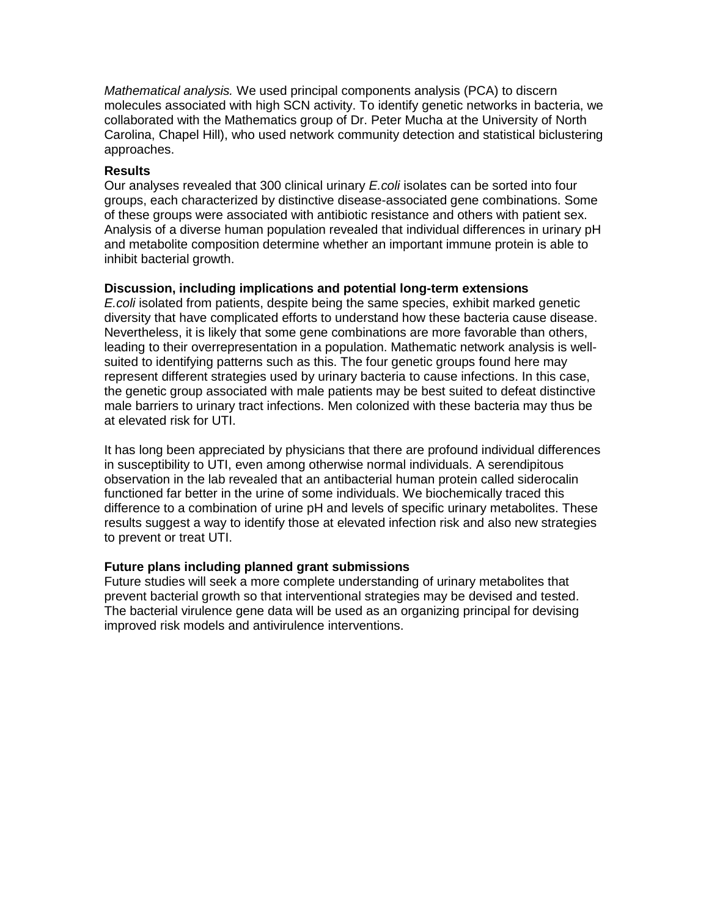*Mathematical analysis.* We used principal components analysis (PCA) to discern molecules associated with high SCN activity. To identify genetic networks in bacteria, we collaborated with the Mathematics group of Dr. Peter Mucha at the University of North Carolina, Chapel Hill), who used network community detection and statistical biclustering approaches.

**Results**

Our analyses revealed that 300 clinical urinary *E.coli* isolates can be sorted into four groups, each characterized by distinctive disease-associated gene combinations. Some of these groups were associated with antibiotic resistance and others with patient sex. Analysis of a diverse human population revealed that individual differences in urinary pH and metabolite composition determine whether an important immune protein is able to inhibit bacterial growth.

**Discussion, including implications and potential long-term extensions**

*E.coli* isolated from patients, despite being the same species, exhibit marked genetic diversity that have complicated efforts to understand how these bacteria cause disease. Nevertheless, it is likely that some gene combinations are more favorable than others, leading to their overrepresentation in a population. Mathematic network analysis is well-suited to identifying patterns such as this. The four genetic groups found here may represent different strategies used by urinary bacteria to cause infections. In this case, the genetic group associated with male patients may be best suited to defeat distinctive male barriers to urinary tract infections. Men colonized with these bacteria may thus be at elevated risk for UTI.

It has long been appreciated by physicians that there are profound individual differences in susceptibility to UTI, even among otherwise normal individuals. A serendipitous observation in the lab revealed that an antibacterial human protein called siderocalin functioned far better in the urine of some individuals. We biochemically traced this difference to a combination of urine pH and levels of specific urinary metabolites. These results suggest a way to identify those at elevated infection risk and also new strategies to prevent or treat UTI.

**Future plans including planned grant submissions**

Future studies will seek a more complete understanding of urinary metabolites that prevent bacterial growth so that interventional strategies may be devised and tested. The bacterial virulence gene data will be used as an organizing principal for devising improved risk models and antivirulence interventions.